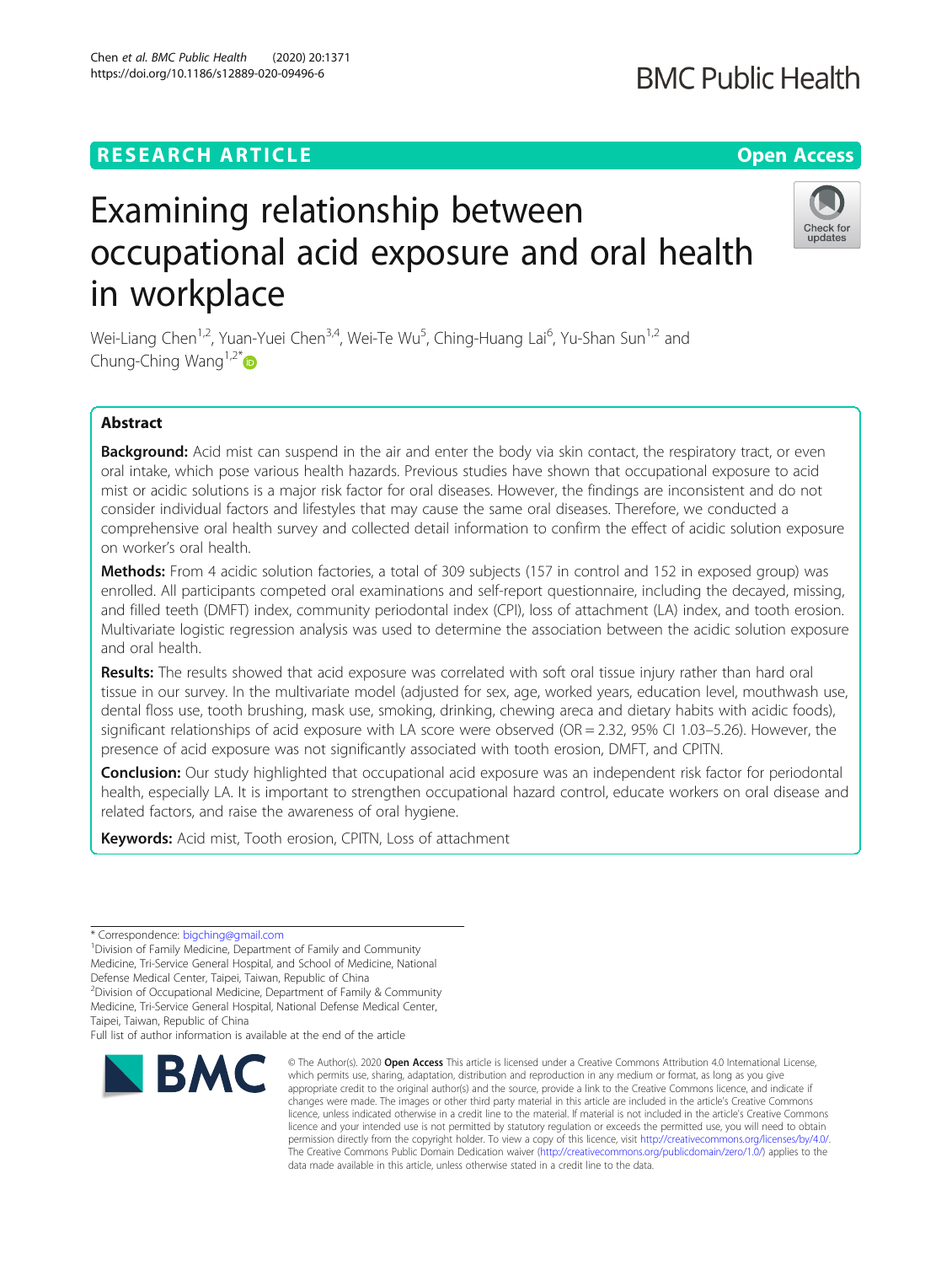RESEARCH ARTICLE

Open Access

# Examining relationship between occupational acid exposure and oral health in workplace

Wei-Liang Chen[1,2], Yuan-Yuei Chen[3,4], Wei-Te Wu[5], Ching-Huang Lai[6], Yu-Shan Sun[1,2] and Chung-Ching Wang[1,2*]

## Abstract

**Background:** Acid mist can suspend in the air and enter the body via skin contact, the respiratory tract, or even oral intake, which pose various health hazards. Previous studies have shown that occupational exposure to acid mist or acidic solutions is a major risk factor for oral diseases. However, the findings are inconsistent and do not consider individual factors and lifestyles that may cause the same oral diseases. Therefore, we conducted a comprehensive oral health survey and collected detail information to confirm the effect of acidic solution exposure on worker's oral health.

**Methods:** From 4 acidic solution factories, a total of 309 subjects (157 in control and 152 in exposed group) was enrolled. All participants competed oral examinations and self-report questionnaire, including the decayed, missing, and filled teeth (DMFT) index, community periodontal index (CPI), loss of attachment (LA) index, and tooth erosion. Multivariate logistic regression analysis was used to determine the association between the acidic solution exposure and oral health.

**Results:** The results showed that acid exposure was correlated with soft oral tissue injury rather than hard oral tissue in our survey. In the multivariate model (adjusted for sex, age, worked years, education level, mouthwash use, dental floss use, tooth brushing, mask use, smoking, drinking, chewing areca and dietary habits with acidic foods), significant relationships of acid exposure with LA score were observed (OR = 2.32, 95% CI 1.03–5.26). However, the presence of acid exposure was not significantly associated with tooth erosion, DMFT, and CPITN.

**Conclusion:** Our study highlighted that occupational acid exposure was an independent risk factor for periodontal health, especially LA. It is important to strengthen occupational hazard control, educate workers on oral disease and related factors, and raise the awareness of oral hygiene.

**Keywords:** Acid mist, Tooth erosion, CPITN, Loss of attachment

---

* Correspondence: bigching@gmail.com

[1]Division of Family Medicine, Department of Family and Community Medicine, Tri-Service General Hospital, and School of Medicine, National Defense Medical Center, Taipei, Taiwan, Republic of China

[2]Division of Occupational Medicine, Department of Family & Community Medicine, Tri-Service General Hospital, National Defense Medical Center, Taipei, Taiwan, Republic of China

Full list of author information is available at the end of the article

© The Author(s). 2020 **Open Access** This article is licensed under a Creative Commons Attribution 4.0 International License, which permits use, sharing, adaptation, distribution and reproduction in any medium or format, as long as you give appropriate credit to the original author(s) and the source, provide a link to the Creative Commons licence, and indicate if changes were made. The images or other third party material in this article are included in the article's Creative Commons licence, unless indicated otherwise in a credit line to the material. If material is not included in the article's Creative Commons licence and your intended use is not permitted by statutory regulation or exceeds the permitted use, you will need to obtain permission directly from the copyright holder. To view a copy of this licence, visit http://creativecommons.org/licenses/by/4.0/. The Creative Commons Public Domain Dedication waiver (http://creativecommons.org/publicdomain/zero/1.0/) applies to the data made available in this article, unless otherwise stated in a credit line to the data.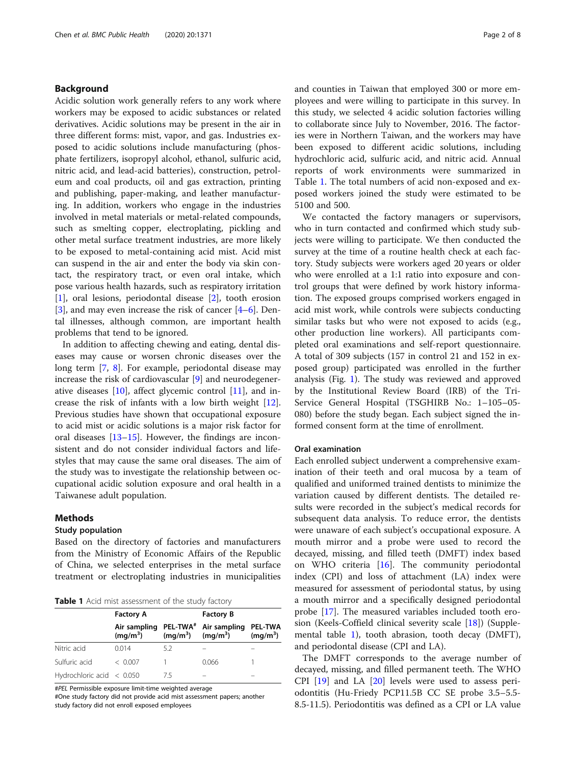## Background

Acidic solution work generally refers to any work where workers may be exposed to acidic substances or related derivatives. Acidic solutions may be present in the air in three different forms: mist, vapor, and gas. Industries exposed to acidic solutions include manufacturing (phosphate fertilizers, isopropyl alcohol, ethanol, sulfuric acid, nitric acid, and lead-acid batteries), construction, petroleum and coal products, oil and gas extraction, printing and publishing, paper-making, and leather manufacturing. In addition, workers who engage in the industries involved in metal materials or metal-related compounds, such as smelting copper, electroplating, pickling and other metal surface treatment industries, are more likely to be exposed to metal-containing acid mist. Acid mist can suspend in the air and enter the body via skin contact, the respiratory tract, or even oral intake, which pose various health hazards, such as respiratory irritation [1], oral lesions, periodontal disease [2], tooth erosion [3], and may even increase the risk of cancer [4–6]. Dental illnesses, although common, are important health problems that tend to be ignored.

In addition to affecting chewing and eating, dental diseases may cause or worsen chronic diseases over the long term [7, 8]. For example, periodontal disease may increase the risk of cardiovascular [9] and neurodegenerative diseases [10], affect glycemic control [11], and increase the risk of infants with a low birth weight [12]. Previous studies have shown that occupational exposure to acid mist or acidic solutions is a major risk factor for oral diseases [13–15]. However, the findings are inconsistent and do not consider individual factors and lifestyles that may cause the same oral diseases. The aim of the study was to investigate the relationship between occupational acidic solution exposure and oral health in a Taiwanese adult population.

## Methods

### Study population

Based on the directory of factories and manufacturers from the Ministry of Economic Affairs of the Republic of China, we selected enterprises in the metal surface treatment or electroplating industries in municipalities and counties in Taiwan that employed 300 or more employees and were willing to participate in this survey. In this study, we selected 4 acidic solution factories willing to collaborate since July to November, 2016. The factories were in Northern Taiwan, and the workers may have been exposed to different acidic solutions, including hydrochloric acid, sulfuric acid, and nitric acid. Annual reports of work environments were summarized in Table 1. The total numbers of acid non-exposed and exposed workers joined the study were estimated to be 5100 and 500.

**Table 1** Acid mist assessment of the study factory

| | Factory A | | Factory B | |
|---|---|---|---|---|
| | Air sampling (mg/m$^3$) | PEL-TWA[#] (mg/m$^3$) | Air sampling (mg/m$^3$) | PEL-TWA (mg/m$^3$) |
| Nitric acid | 0.014 | 5.2 | – | – |
| Sulfuric acid | < 0.007 | 1 | 0.066 | 1 |
| Hydrochloric acid | < 0.050 | 7.5 | – | – |

#*PEL* Permissible exposure limit-time weighted average
#One study factory did not provide acid mist assessment papers; another study factory did not enroll exposed employees

We contacted the factory managers or supervisors, who in turn contacted and confirmed which study subjects were willing to participate. We then conducted the survey at the time of a routine health check at each factory. Study subjects were workers aged 20 years or older who were enrolled at a 1:1 ratio into exposure and control groups that were defined by work history information. The exposed groups comprised workers engaged in acid mist work, while controls were subjects conducting similar tasks but who were not exposed to acids (e.g., other production line workers). All participants completed oral examinations and self-report questionnaire. A total of 309 subjects (157 in control 21 and 152 in exposed group) participated was enrolled in the further analysis (Fig. 1). The study was reviewed and approved by the Institutional Review Board (IRB) of the Tri-Service General Hospital (TSGHIRB No.: 1–105–05-080) before the study began. Each subject signed the informed consent form at the time of enrollment.

### Oral examination

Each enrolled subject underwent a comprehensive examination of their teeth and oral mucosa by a team of qualified and uniformed trained dentists to minimize the variation caused by different dentists. The detailed results were recorded in the subject's medical records for subsequent data analysis. To reduce error, the dentists were unaware of each subject's occupational exposure. A mouth mirror and a probe were used to record the decayed, missing, and filled teeth (DMFT) index based on WHO criteria [16]. The community periodontal index (CPI) and loss of attachment (LA) index were measured for assessment of periodontal status, by using a mouth mirror and a specifically designed periodontal probe [17]. The measured variables included tooth erosion (Keels-Coffield clinical severity scale [18]) (Supplemental table 1), tooth abrasion, tooth decay (DMFT), and periodontal disease (CPI and LA).

The DMFT corresponds to the average number of decayed, missing, and filled permanent teeth. The WHO CPI [19] and LA [20] levels were used to assess periodontitis (Hu-Friedy PCP11.5B CC SE probe 3.5–5.5-8.5-11.5). Periodontitis was defined as a CPI or LA value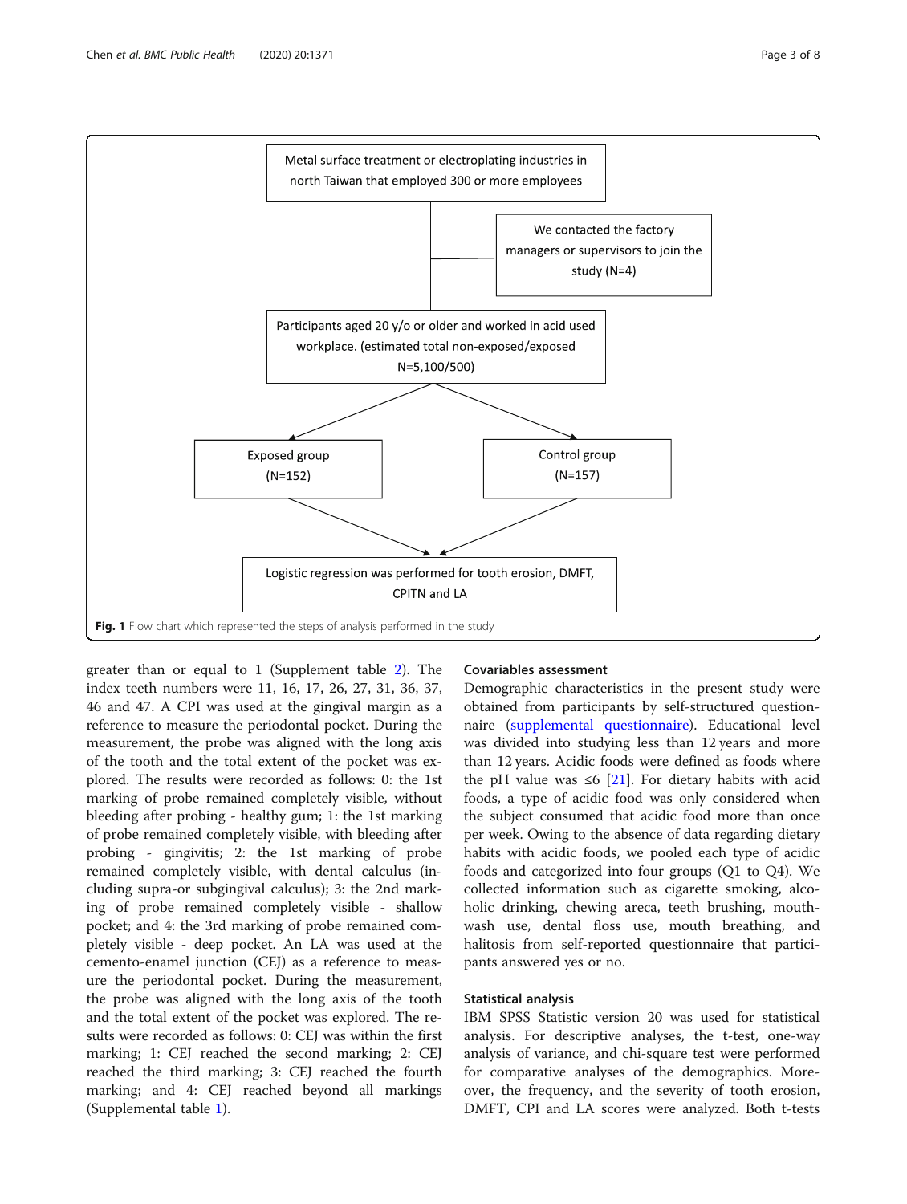Metal surface treatment or electroplating industries in north Taiwan that employed 300 or more employees

We contacted the factory managers or supervisors to join the study (N=4)

Participants aged 20 y/o or older and worked in acid used workplace. (estimated total non-exposed/exposed N=5,100/500)

Exposed group (N=152)

Control group (N=157)

Logistic regression was performed for tooth erosion, DMFT, CPITN and LA

**Fig. 1** Flow chart which represented the steps of analysis performed in the study

greater than or equal to 1 (Supplement table 2). The index teeth numbers were 11, 16, 17, 26, 27, 31, 36, 37, 46 and 47. A CPI was used at the gingival margin as a reference to measure the periodontal pocket. During the measurement, the probe was aligned with the long axis of the tooth and the total extent of the pocket was explored. The results were recorded as follows: 0: the 1st marking of probe remained completely visible, without bleeding after probing - healthy gum; 1: the 1st marking of probe remained completely visible, with bleeding after probing - gingivitis; 2: the 1st marking of probe remained completely visible, with dental calculus (including supra-or subgingival calculus); 3: the 2nd marking of probe remained completely visible - shallow pocket; and 4: the 3rd marking of probe remained completely visible - deep pocket. An LA was used at the cemento-enamel junction (CEJ) as a reference to measure the periodontal pocket. During the measurement, the probe was aligned with the long axis of the tooth and the total extent of the pocket was explored. The results were recorded as follows: 0: CEJ was within the first marking; 1: CEJ reached the second marking; 2: CEJ reached the third marking; 3: CEJ reached the fourth marking; and 4: CEJ reached beyond all markings (Supplemental table 1).

### Covariables assessment

Demographic characteristics in the present study were obtained from participants by self-structured questionnaire (supplemental questionnaire). Educational level was divided into studying less than 12 years and more than 12 years. Acidic foods were defined as foods where the pH value was ≤6 [21]. For dietary habits with acid foods, a type of acidic food was only considered when the subject consumed that acidic food more than once per week. Owing to the absence of data regarding dietary habits with acidic foods, we pooled each type of acidic foods and categorized into four groups (Q1 to Q4). We collected information such as cigarette smoking, alcoholic drinking, chewing areca, teeth brushing, mouthwash use, dental floss use, mouth breathing, and halitosis from self-reported questionnaire that participants answered yes or no.

### Statistical analysis

IBM SPSS Statistic version 20 was used for statistical analysis. For descriptive analyses, the t-test, one-way analysis of variance, and chi-square test were performed for comparative analyses of the demographics. Moreover, the frequency, and the severity of tooth erosion, DMFT, CPI and LA scores were analyzed. Both t-tests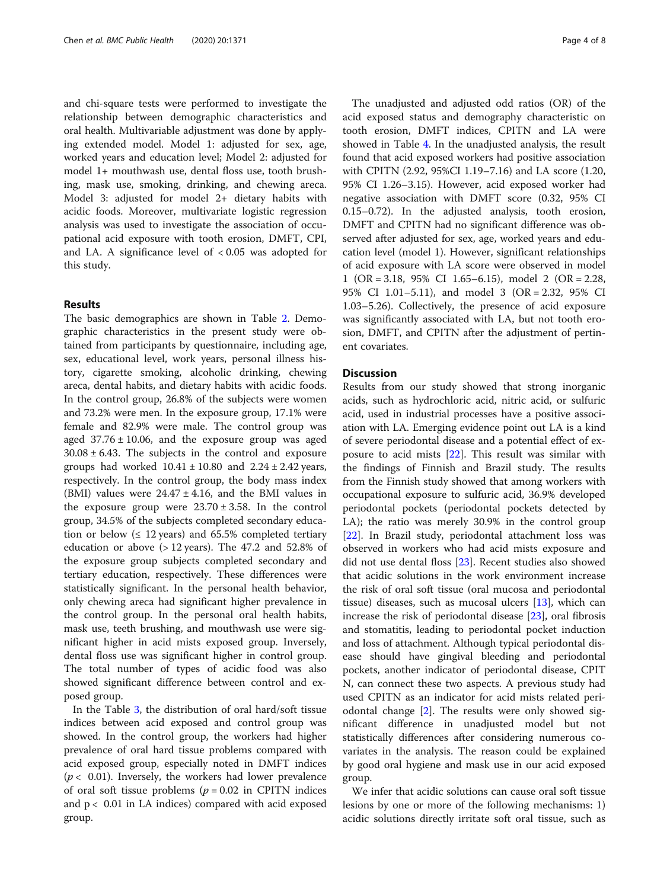and chi-square tests were performed to investigate the relationship between demographic characteristics and oral health. Multivariable adjustment was done by applying extended model. Model 1: adjusted for sex, age, worked years and education level; Model 2: adjusted for model 1+ mouthwash use, dental floss use, tooth brushing, mask use, smoking, drinking, and chewing areca. Model 3: adjusted for model 2+ dietary habits with acidic foods. Moreover, multivariate logistic regression analysis was used to investigate the association of occupational acid exposure with tooth erosion, DMFT, CPI, and LA. A significance level of < 0.05 was adopted for this study.

## Results

The basic demographics are shown in Table 2. Demographic characteristics in the present study were obtained from participants by questionnaire, including age, sex, educational level, work years, personal illness history, cigarette smoking, alcoholic drinking, chewing areca, dental habits, and dietary habits with acidic foods. In the control group, 26.8% of the subjects were women and 73.2% were men. In the exposure group, 17.1% were female and 82.9% were male. The control group was aged $37.76 \pm 10.06$, and the exposure group was aged $30.08 \pm 6.43$. The subjects in the control and exposure groups had worked $10.41 \pm 10.80$ and $2.24 \pm 2.42$ years, respectively. In the control group, the body mass index (BMI) values were $24.47 \pm 4.16$, and the BMI values in the exposure group were $23.70 \pm 3.58$. In the control group, 34.5% of the subjects completed secondary education or below (≤ 12 years) and 65.5% completed tertiary education or above (> 12 years). The 47.2 and 52.8% of the exposure group subjects completed secondary and tertiary education, respectively. These differences were statistically significant. In the personal health behavior, only chewing areca had significant higher prevalence in the control group. In the personal oral health habits, mask use, teeth brushing, and mouthwash use were significant higher in acid mists exposed group. Inversely, dental floss use was significant higher in control group. The total number of types of acidic food was also showed significant difference between control and exposed group.

In the Table 3, the distribution of oral hard/soft tissue indices between acid exposed and control group was showed. In the control group, the workers had higher prevalence of oral hard tissue problems compared with acid exposed group, especially noted in DMFT indices ($p < 0.01$). Inversely, the workers had lower prevalence of oral soft tissue problems ($p = 0.02$ in CPITN indices and $p < 0.01$ in LA indices) compared with acid exposed group.

The unadjusted and adjusted odd ratios (OR) of the acid exposed status and demography characteristic on tooth erosion, DMFT indices, CPITN and LA were showed in Table 4. In the unadjusted analysis, the result found that acid exposed workers had positive association with CPITN (2.92, 95%CI 1.19–7.16) and LA score (1.20, 95% CI 1.26–3.15). However, acid exposed worker had negative association with DMFT score (0.32, 95% CI 0.15–0.72). In the adjusted analysis, tooth erosion, DMFT and CPITN had no significant difference was observed after adjusted for sex, age, worked years and education level (model 1). However, significant relationships of acid exposure with LA score were observed in model 1 (OR = 3.18, 95% CI 1.65–6.15), model 2 (OR = 2.28, 95% CI 1.01–5.11), and model 3 (OR = 2.32, 95% CI 1.03–5.26). Collectively, the presence of acid exposure was significantly associated with LA, but not tooth erosion, DMFT, and CPITN after the adjustment of pertinent covariates.

## Discussion

Results from our study showed that strong inorganic acids, such as hydrochloric acid, nitric acid, or sulfuric acid, used in industrial processes have a positive association with LA. Emerging evidence point out LA is a kind of severe periodontal disease and a potential effect of exposure to acid mists [22]. This result was similar with the findings of Finnish and Brazil study. The results from the Finnish study showed that among workers with occupational exposure to sulfuric acid, 36.9% developed periodontal pockets (periodontal pockets detected by LA); the ratio was merely 30.9% in the control group [22]. In Brazil study, periodontal attachment loss was observed in workers who had acid mists exposure and did not use dental floss [23]. Recent studies also showed that acidic solutions in the work environment increase the risk of oral soft tissue (oral mucosa and periodontal tissue) diseases, such as mucosal ulcers [13], which can increase the risk of periodontal disease [23], oral fibrosis and stomatitis, leading to periodontal pocket induction and loss of attachment. Although typical periodontal disease should have gingival bleeding and periodontal pockets, another indicator of periodontal disease, CPITN, can connect these two aspects. A previous study had used CPITN as an indicator for acid mists related periodontal change [2]. The results were only showed significant difference in unadjusted model but not statistically differences after considering numerous covariates in the analysis. The reason could be explained by good oral hygiene and mask use in our acid exposed group.

We infer that acidic solutions can cause oral soft tissue lesions by one or more of the following mechanisms: 1) acidic solutions directly irritate soft oral tissue, such as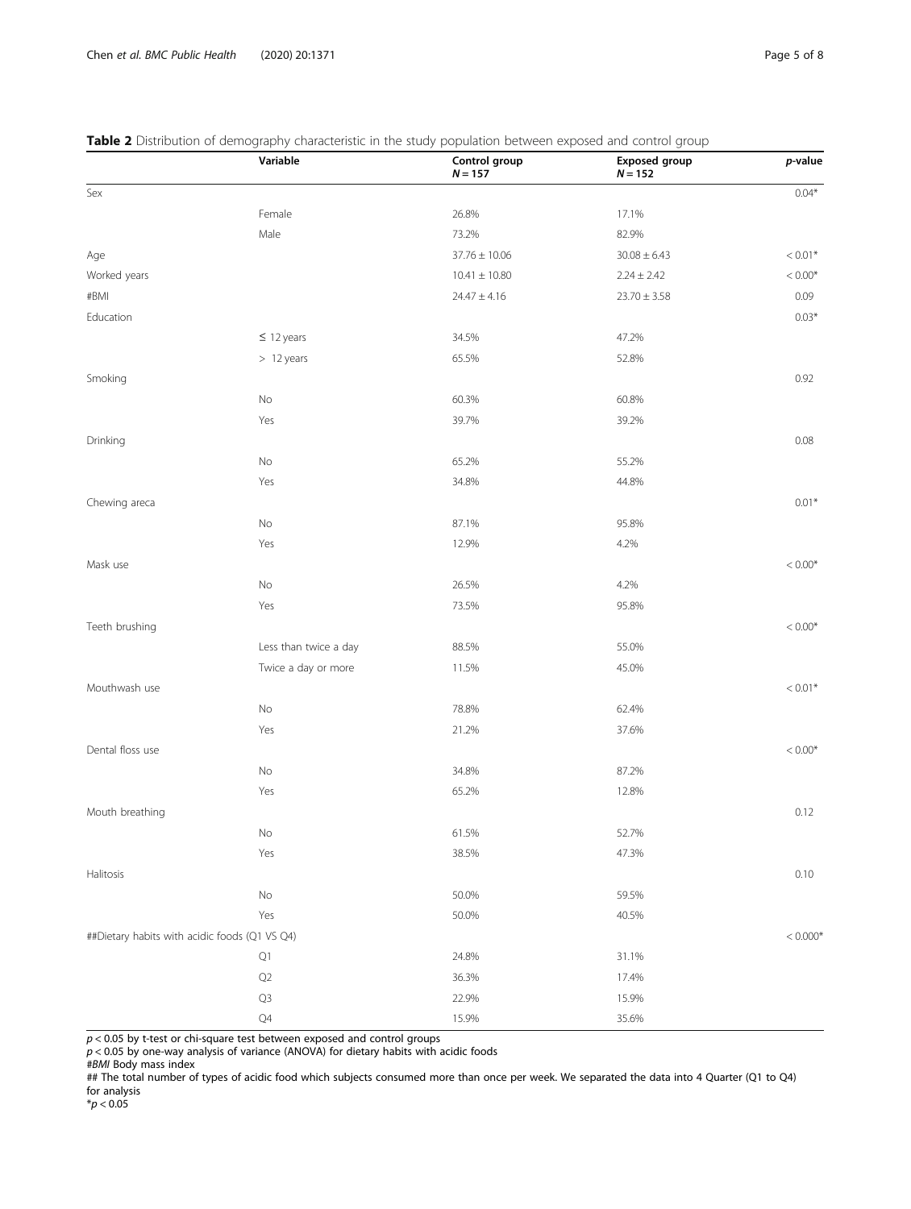**Table 2** Distribution of demography characteristic in the study population between exposed and control group

| | Variable | Control group $N = 157$ | Exposed group $N = 152$ | *p*-value |
|---|---|---|---|---|
| Sex | | | | 0.04* |
| | Female | 26.8% | 17.1% | |
| | Male | 73.2% | 82.9% | |
| Age | | 37.76 ± 10.06 | 30.08 ± 6.43 | < 0.01* |
| Worked years | | 10.41 ± 10.80 | 2.24 ± 2.42 | < 0.00* |
| #BMI | | 24.47 ± 4.16 | 23.70 ± 3.58 | 0.09 |
| Education | | | | 0.03* |
| | ≤ 12 years | 34.5% | 47.2% | |
| | > 12 years | 65.5% | 52.8% | |
| Smoking | | | | 0.92 |
| | No | 60.3% | 60.8% | |
| | Yes | 39.7% | 39.2% | |
| Drinking | | | | 0.08 |
| | No | 65.2% | 55.2% | |
| | Yes | 34.8% | 44.8% | |
| Chewing areca | | | | 0.01* |
| | No | 87.1% | 95.8% | |
| | Yes | 12.9% | 4.2% | |
| Mask use | | | | < 0.00* |
| | No | 26.5% | 4.2% | |
| | Yes | 73.5% | 95.8% | |
| Teeth brushing | | | | < 0.00* |
| | Less than twice a day | 88.5% | 55.0% | |
| | Twice a day or more | 11.5% | 45.0% | |
| Mouthwash use | | | | < 0.01* |
| | No | 78.8% | 62.4% | |
| | Yes | 21.2% | 37.6% | |
| Dental floss use | | | | < 0.00* |
| | No | 34.8% | 87.2% | |
| | Yes | 65.2% | 12.8% | |
| Mouth breathing | | | | 0.12 |
| | No | 61.5% | 52.7% | |
| | Yes | 38.5% | 47.3% | |
| Halitosis | | | | 0.10 |
| | No | 50.0% | 59.5% | |
| | Yes | 50.0% | 40.5% | |
| ##Dietary habits with acidic foods (Q1 VS Q4) | | | | < 0.000* |
| | Q1 | 24.8% | 31.1% | |
| | Q2 | 36.3% | 17.4% | |
| | Q3 | 22.9% | 15.9% | |
| | Q4 | 15.9% | 35.6% | |

$p < 0.05$ by t-test or chi-square test between exposed and control groups
$p < 0.05$ by one-way analysis of variance (ANOVA) for dietary habits with acidic foods
#*BMI* Body mass index
## The total number of types of acidic food which subjects consumed more than once per week. We separated the data into 4 Quarter (Q1 to Q4) for analysis
*$p < 0.05$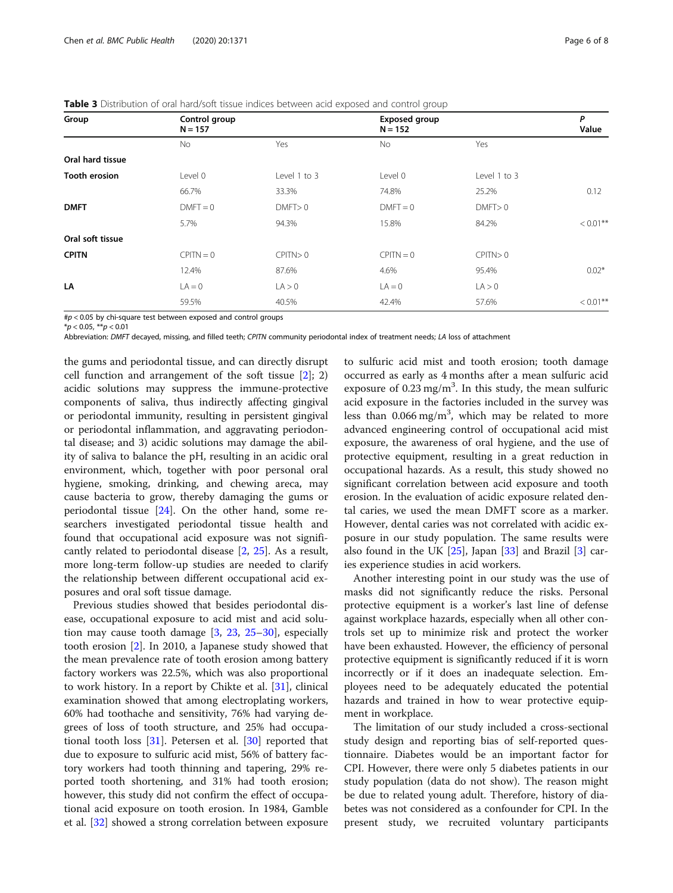**Table 3** Distribution of oral hard/soft tissue indices between acid exposed and control group

| Group | Control group N = 157 | | Exposed group N = 152 | | P Value |
|---|---|---|---|---|---|
| | No | Yes | No | Yes | |
| **Oral hard tissue** | | | | | |
| **Tooth erosion** | Level 0 | Level 1 to 3 | Level 0 | Level 1 to 3 | |
| | 66.7% | 33.3% | 74.8% | 25.2% | 0.12 |
| **DMFT** | DMFT = 0 | DMFT> 0 | DMFT = 0 | DMFT> 0 | |
| | 5.7% | 94.3% | 15.8% | 84.2% | < 0.01** |
| **Oral soft tissue** | | | | | |
| **CPITN** | CPITN = 0 | CPITN> 0 | CPITN = 0 | CPITN> 0 | |
| | 12.4% | 87.6% | 4.6% | 95.4% | 0.02* |
| **LA** | LA = 0 | LA > 0 | LA = 0 | LA > 0 | |
| | 59.5% | 40.5% | 42.4% | 57.6% | < 0.01** |

#$p < 0.05$ by chi-square test between exposed and control groups
*$p < 0.05$, **$p < 0.01$
Abbreviation: *DMFT* decayed, missing, and filled teeth; *CPITN* community periodontal index of treatment needs; *LA* loss of attachment

the gums and periodontal tissue, and can directly disrupt cell function and arrangement of the soft tissue [2]; 2) acidic solutions may suppress the immune-protective components of saliva, thus indirectly affecting gingival or periodontal immunity, resulting in persistent gingival or periodontal inflammation, and aggravating periodontal disease; and 3) acidic solutions may damage the ability of saliva to balance the pH, resulting in an acidic oral environment, which, together with poor personal oral hygiene, smoking, drinking, and chewing areca, may cause bacteria to grow, thereby damaging the gums or periodontal tissue [24]. On the other hand, some researchers investigated periodontal tissue health and found that occupational acid exposure was not significantly related to periodontal disease [2, 25]. As a result, more long-term follow-up studies are needed to clarify the relationship between different occupational acid exposures and oral soft tissue damage.

Previous studies showed that besides periodontal disease, occupational exposure to acid mist and acid solution may cause tooth damage [3, 23, 25–30], especially tooth erosion [2]. In 2010, a Japanese study showed that the mean prevalence rate of tooth erosion among battery factory workers was 22.5%, which was also proportional to work history. In a report by Chikte et al. [31], clinical examination showed that among electroplating workers, 60% had toothache and sensitivity, 76% had varying degrees of loss of tooth structure, and 25% had occupational tooth loss [31]. Petersen et al. [30] reported that due to exposure to sulfuric acid mist, 56% of battery factory workers had tooth thinning and tapering, 29% reported tooth shortening, and 31% had tooth erosion; however, this study did not confirm the effect of occupational acid exposure on tooth erosion. In 1984, Gamble et al. [32] showed a strong correlation between exposure to sulfuric acid mist and tooth erosion; tooth damage occurred as early as 4 months after a mean sulfuric acid exposure of 0.23 mg/m$^3$. In this study, the mean sulfuric acid exposure in the factories included in the survey was less than 0.066 mg/m$^3$, which may be related to more advanced engineering control of occupational acid mist exposure, the awareness of oral hygiene, and the use of protective equipment, resulting in a great reduction in occupational hazards. As a result, this study showed no significant correlation between acid exposure and tooth erosion. In the evaluation of acidic exposure related dental caries, we used the mean DMFT score as a marker. However, dental caries was not correlated with acidic exposure in our study population. The same results were also found in the UK [25], Japan [33] and Brazil [3] caries experience studies in acid workers.

Another interesting point in our study was the use of masks did not significantly reduce the risks. Personal protective equipment is a worker's last line of defense against workplace hazards, especially when all other controls set up to minimize risk and protect the worker have been exhausted. However, the efficiency of personal protective equipment is significantly reduced if it is worn incorrectly or if it does an inadequate selection. Employees need to be adequately educated the potential hazards and trained in how to wear protective equipment in workplace.

The limitation of our study included a cross-sectional study design and reporting bias of self-reported questionnaire. Diabetes would be an important factor for CPI. However, there were only 5 diabetes patients in our study population (data do not show). The reason might be due to related young adult. Therefore, history of diabetes was not considered as a confounder for CPI. In the present study, we recruited voluntary participants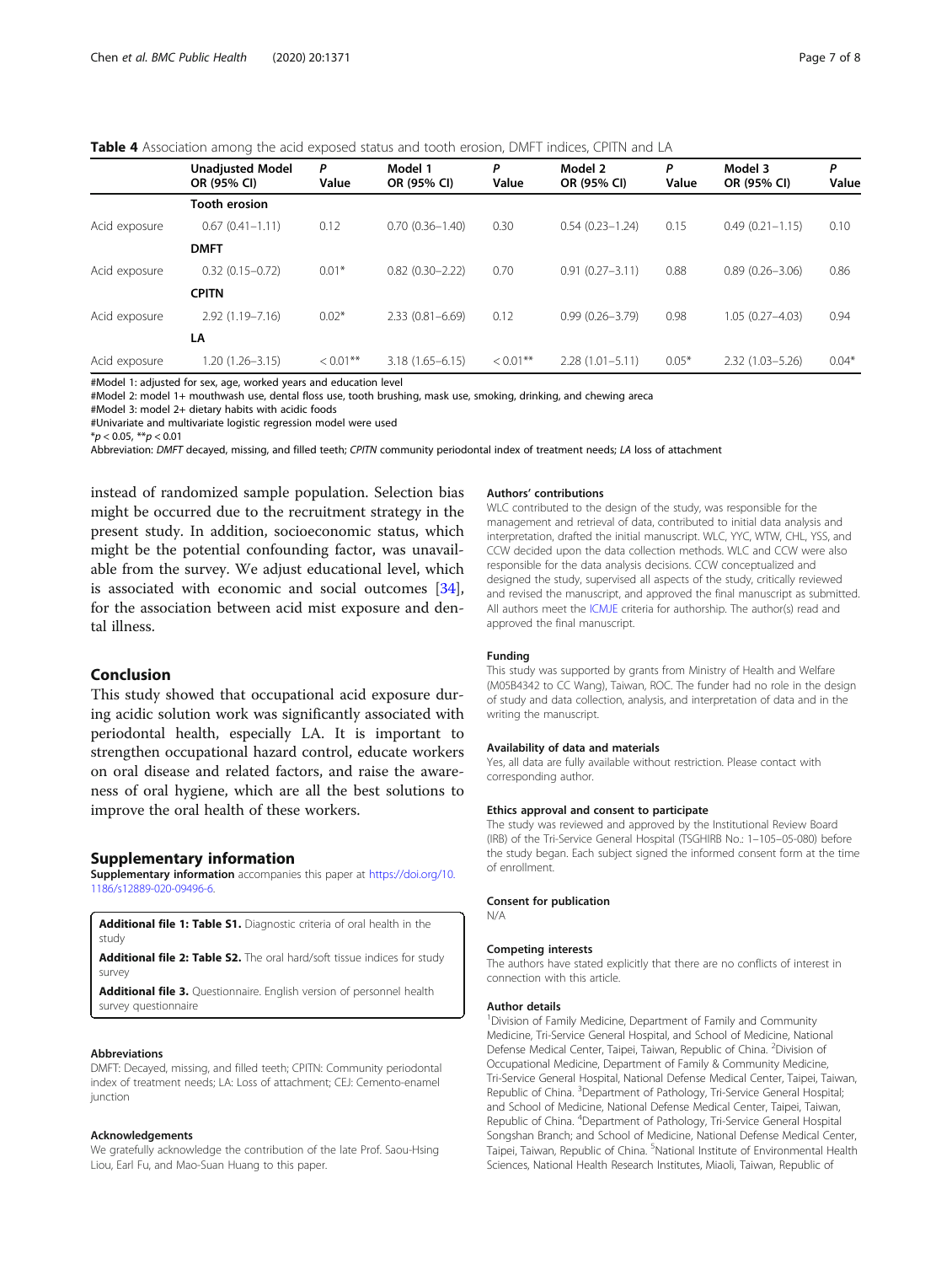**Table 4** Association among the acid exposed status and tooth erosion, DMFT indices, CPITN and LA

| | Unadjusted Model OR (95% CI) | P Value | Model 1 OR (95% CI) | P Value | Model 2 OR (95% CI) | P Value | Model 3 OR (95% CI) | P Value |
|---|---|---|---|---|---|---|---|---|
| | **Tooth erosion** | | | | | | | |
| Acid exposure | 0.67 (0.41–1.11) | 0.12 | 0.70 (0.36–1.40) | 0.30 | 0.54 (0.23–1.24) | 0.15 | 0.49 (0.21–1.15) | 0.10 |
| | **DMFT** | | | | | | | |
| Acid exposure | 0.32 (0.15–0.72) | 0.01* | 0.82 (0.30–2.22) | 0.70 | 0.91 (0.27–3.11) | 0.88 | 0.89 (0.26–3.06) | 0.86 |
| | **CPITN** | | | | | | | |
| Acid exposure | 2.92 (1.19–7.16) | 0.02* | 2.33 (0.81–6.69) | 0.12 | 0.99 (0.26–3.79) | 0.98 | 1.05 (0.27–4.03) | 0.94 |
| | **LA** | | | | | | | |
| Acid exposure | 1.20 (1.26–3.15) | < 0.01** | 3.18 (1.65–6.15) | < 0.01** | 2.28 (1.01–5.11) | 0.05* | 2.32 (1.03–5.26) | 0.04* |

#Model 1: adjusted for sex, age, worked years and education level
#Model 2: model 1+ mouthwash use, dental floss use, tooth brushing, mask use, smoking, drinking, and chewing areca
#Model 3: model 2+ dietary habits with acidic foods
#Univariate and multivariate logistic regression model were used
*$p < 0.05$, **$p < 0.01$
Abbreviation: *DMFT* decayed, missing, and filled teeth; *CPITN* community periodontal index of treatment needs; *LA* loss of attachment

instead of randomized sample population. Selection bias might be occurred due to the recruitment strategy in the present study. In addition, socioeconomic status, which might be the potential confounding factor, was unavailable from the survey. We adjust educational level, which is associated with economic and social outcomes [34], for the association between acid mist exposure and dental illness.

## Conclusion

This study showed that occupational acid exposure during acidic solution work was significantly associated with periodontal health, especially LA. It is important to strengthen occupational hazard control, educate workers on oral disease and related factors, and raise the awareness of oral hygiene, which are all the best solutions to improve the oral health of these workers.

## Supplementary information

**Supplementary information** accompanies this paper at https://doi.org/10.1186/s12889-020-09496-6.

**Additional file 1: Table S1.** Diagnostic criteria of oral health in the study

**Additional file 2: Table S2.** The oral hard/soft tissue indices for study survey

**Additional file 3.** Questionnaire. English version of personnel health survey questionnaire

#### Abbreviations

DMFT: Decayed, missing, and filled teeth; CPITN: Community periodontal index of treatment needs; LA: Loss of attachment; CEJ: Cemento-enamel junction

#### Acknowledgements

We gratefully acknowledge the contribution of the late Prof. Saou-Hsing Liou, Earl Fu, and Mao-Suan Huang to this paper.

#### Authors' contributions

WLC contributed to the design of the study, was responsible for the management and retrieval of data, contributed to initial data analysis and interpretation, drafted the initial manuscript. WLC, YYC, WTW, CHL, YSS, and CCW decided upon the data collection methods. WLC and CCW were also responsible for the data analysis decisions. CCW conceptualized and designed the study, supervised all aspects of the study, critically reviewed and revised the manuscript, and approved the final manuscript as submitted. All authors meet the ICMJE criteria for authorship. The author(s) read and approved the final manuscript.

#### Funding

This study was supported by grants from Ministry of Health and Welfare (M05B4342 to CC Wang), Taiwan, ROC. The funder had no role in the design of study and data collection, analysis, and interpretation of data and in the writing the manuscript.

#### Availability of data and materials

Yes, all data are fully available without restriction. Please contact with corresponding author.

#### Ethics approval and consent to participate

The study was reviewed and approved by the Institutional Review Board (IRB) of the Tri-Service General Hospital (TSGHIRB No.: 1–105–05-080) before the study began. Each subject signed the informed consent form at the time of enrollment.

#### Consent for publication

N/A

#### Competing interests

The authors have stated explicitly that there are no conflicts of interest in connection with this article.

#### Author details

[1]Division of Family Medicine, Department of Family and Community Medicine, Tri-Service General Hospital, and School of Medicine, National Defense Medical Center, Taipei, Taiwan, Republic of China. [2]Division of Occupational Medicine, Department of Family & Community Medicine, Tri-Service General Hospital, National Defense Medical Center, Taipei, Taiwan, Republic of China. [3]Department of Pathology, Tri-Service General Hospital; and School of Medicine, National Defense Medical Center, Taipei, Taiwan, Republic of China. [4]Department of Pathology, Tri-Service General Hospital Songshan Branch; and School of Medicine, National Defense Medical Center, Taipei, Taiwan, Republic of China. [5]National Institute of Environmental Health Sciences, National Health Research Institutes, Miaoli, Taiwan, Republic of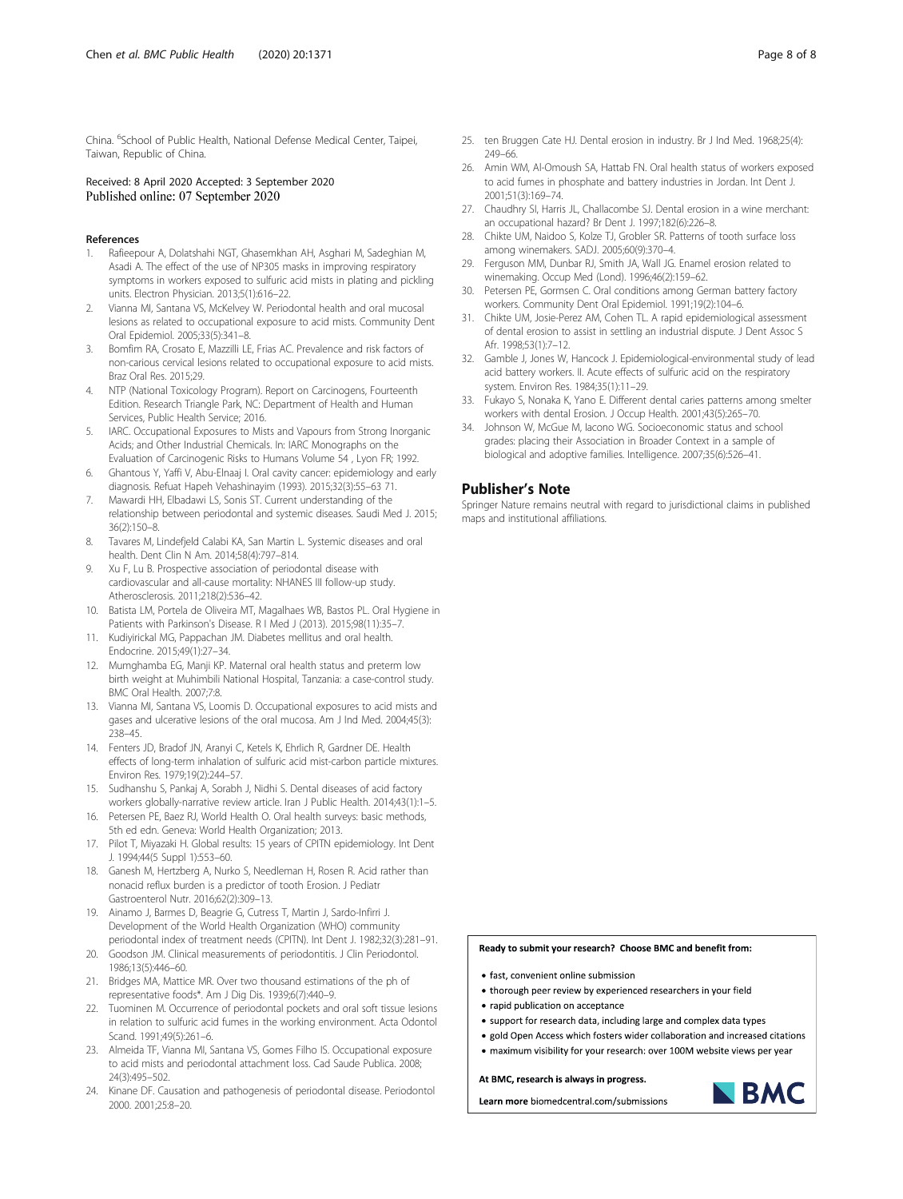China. [6]School of Public Health, National Defense Medical Center, Taipei, Taiwan, Republic of China.

Received: 8 April 2020 Accepted: 3 September 2020
Published online: 07 September 2020

## References

1. Rafieepour A, Dolatshahi NGT, Ghasemkhan AH, Asghari M, Sadeghian M, Asadi A. The effect of the use of NP305 masks in improving respiratory symptoms in workers exposed to sulfuric acid mists in plating and pickling units. Electron Physician. 2013;5(1):616–22.
2. Vianna MI, Santana VS, McKelvey W. Periodontal health and oral mucosal lesions as related to occupational exposure to acid mists. Community Dent Oral Epidemiol. 2005;33(5):341–8.
3. Bomfim RA, Crosato E, Mazzilli LE, Frias AC. Prevalence and risk factors of non-carious cervical lesions related to occupational exposure to acid mists. Braz Oral Res. 2015;29.
4. NTP (National Toxicology Program). Report on Carcinogens, Fourteenth Edition. Research Triangle Park, NC: Department of Health and Human Services, Public Health Service; 2016.
5. IARC. Occupational Exposures to Mists and Vapours from Strong Inorganic Acids; and Other Industrial Chemicals. In: IARC Monographs on the Evaluation of Carcinogenic Risks to Humans Volume 54 , Lyon FR; 1992.
6. Ghantous Y, Yaffi V, Abu-Elnaaj I. Oral cavity cancer: epidemiology and early diagnosis. Refuat Hapeh Vehashinayim (1993). 2015;32(3):55–63 71.
7. Mawardi HH, Elbadawi LS, Sonis ST. Current understanding of the relationship between periodontal and systemic diseases. Saudi Med J. 2015; 36(2):150–8.
8. Tavares M, Lindefjeld Calabi KA, San Martin L. Systemic diseases and oral health. Dent Clin N Am. 2014;58(4):797–814.
9. Xu F, Lu B. Prospective association of periodontal disease with cardiovascular and all-cause mortality: NHANES III follow-up study. Atherosclerosis. 2011;218(2):536–42.
10. Batista LM, Portela de Oliveira MT, Magalhaes WB, Bastos PL. Oral Hygiene in Patients with Parkinson's Disease. R I Med J (2013). 2015;98(11):35–7.
11. Kudiyirickal MG, Pappachan JM. Diabetes mellitus and oral health. Endocrine. 2015;49(1):27–34.
12. Mumghamba EG, Manji KP. Maternal oral health status and preterm low birth weight at Muhimbili National Hospital, Tanzania: a case-control study. BMC Oral Health. 2007;7:8.
13. Vianna MI, Santana VS, Loomis D. Occupational exposures to acid mists and gases and ulcerative lesions of the oral mucosa. Am J Ind Med. 2004;45(3): 238–45.
14. Fenters JD, Bradof JN, Aranyi C, Ketels K, Ehrlich R, Gardner DE. Health effects of long-term inhalation of sulfuric acid mist-carbon particle mixtures. Environ Res. 1979;19(2):244–57.
15. Sudhanshu S, Pankaj A, Sorabh J, Nidhi S. Dental diseases of acid factory workers globally-narrative review article. Iran J Public Health. 2014;43(1):1–5.
16. Petersen PE, Baez RJ, World Health O. Oral health surveys: basic methods, 5th ed edn. Geneva: World Health Organization; 2013.
17. Pilot T, Miyazaki H. Global results: 15 years of CPITN epidemiology. Int Dent J. 1994;44(5 Suppl 1):553–60.
18. Ganesh M, Hertzberg A, Nurko S, Needleman H, Rosen R. Acid rather than nonacid reflux burden is a predictor of tooth Erosion. J Pediatr Gastroenterol Nutr. 2016;62(2):309–13.
19. Ainamo J, Barmes D, Beagrie G, Cutress T, Martin J, Sardo-Infirri J. Development of the World Health Organization (WHO) community periodontal index of treatment needs (CPITN). Int Dent J. 1982;32(3):281–91.
20. Goodson JM. Clinical measurements of periodontitis. J Clin Periodontol. 1986;13(5):446–60.
21. Bridges MA, Mattice MR. Over two thousand estimations of the ph of representative foods*. Am J Dig Dis. 1939;6(7):440–9.
22. Tuominen M. Occurrence of periodontal pockets and oral soft tissue lesions in relation to sulfuric acid fumes in the working environment. Acta Odontol Scand. 1991;49(5):261–6.
23. Almeida TF, Vianna MI, Santana VS, Gomes Filho IS. Occupational exposure to acid mists and periodontal attachment loss. Cad Saude Publica. 2008; 24(3):495–502.
24. Kinane DF. Causation and pathogenesis of periodontal disease. Periodontol 2000. 2001;25:8–20.
25. ten Bruggen Cate HJ. Dental erosion in industry. Br J Ind Med. 1968;25(4): 249–66.
26. Amin WM, Al-Omoush SA, Hattab FN. Oral health status of workers exposed to acid fumes in phosphate and battery industries in Jordan. Int Dent J. 2001;51(3):169–74.
27. Chaudhry SI, Harris JL, Challacombe SJ. Dental erosion in a wine merchant: an occupational hazard? Br Dent J. 1997;182(6):226–8.
28. Chikte UM, Naidoo S, Kolze TJ, Grobler SR. Patterns of tooth surface loss among winemakers. SADJ. 2005;60(9):370–4.
29. Ferguson MM, Dunbar RJ, Smith JA, Wall JG. Enamel erosion related to winemaking. Occup Med (Lond). 1996;46(2):159–62.
30. Petersen PE, Gormsen C. Oral conditions among German battery factory workers. Community Dent Oral Epidemiol. 1991;19(2):104–6.
31. Chikte UM, Josie-Perez AM, Cohen TL. A rapid epidemiological assessment of dental erosion to assist in settling an industrial dispute. J Dent Assoc S Afr. 1998;53(1):7–12.
32. Gamble J, Jones W, Hancock J. Epidemiological-environmental study of lead acid battery workers. II. Acute effects of sulfuric acid on the respiratory system. Environ Res. 1984;35(1):11–29.
33. Fukayo S, Nonaka K, Yano E. Different dental caries patterns among smelter workers with dental Erosion. J Occup Health. 2001;43(5):265–70.
34. Johnson W, McGue M, Iacono WG. Socioeconomic status and school grades: placing their Association in Broader Context in a sample of biological and adoptive families. Intelligence. 2007;35(6):526–41.

## Publisher's Note

Springer Nature remains neutral with regard to jurisdictional claims in published maps and institutional affiliations.

**Ready to submit your research? Choose BMC and benefit from:**

- fast, convenient online submission
- thorough peer review by experienced researchers in your field
- rapid publication on acceptance
- support for research data, including large and complex data types
- gold Open Access which fosters wider collaboration and increased citations
- maximum visibility for your research: over 100M website views per year

**At BMC, research is always in progress.**

**Learn more** biomedcentral.com/submissions

BMC